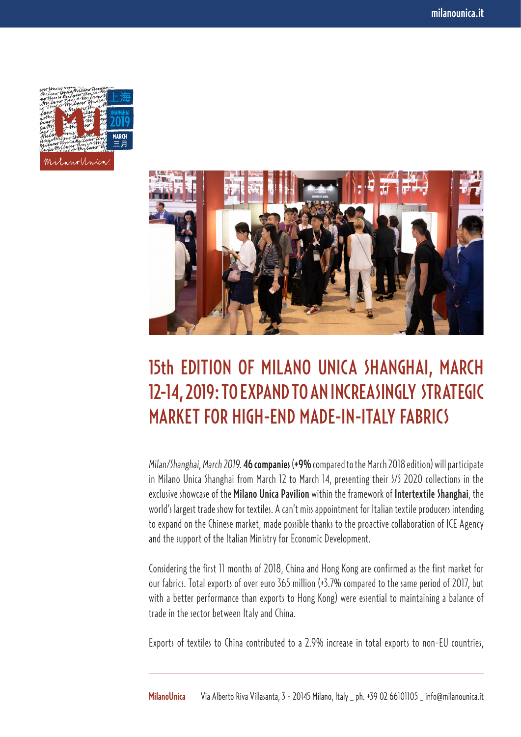# 15th EDITION OF MILANO UNICA SHANGHAI, MARCH 12-14, 2019: TO EXPAND TO AN INCREASINGLY STRATEGIC MARKET FOR HIGH-END MADE-IN-ITALY FABRICS

*Milan/Shanghai, March 2019.* **46 companies** (**+9%** compared to the March 2018 edition) will participate in Milano Unica Shanghai from March 12 to March 14, presenting their S/S 2020 collections in the exclusive showcase of the **Milano Unica Pavilion** within the framework of **Intertextile Shanghai**, the world's largest trade show for textiles. A can't miss appointment for Italian textile producers intending to expand on the Chinese market, made possible thanks to the proactive collaboration of ICE Agency and the support of the Italian Ministry for Economic Development.

Considering the first 11 months of 2018, China and Hong Kong are confirmed as the first market for our fabrics. Total exports of over euro 365 million (+3.7% compared to the same period of 2017, but with a better performance than exports to Hong Kong) were essential to maintaining a balance of trade in the sector between Italy and China.

Exports of textiles to China contributed to a 2.9% increase in total exports to non-EU countries,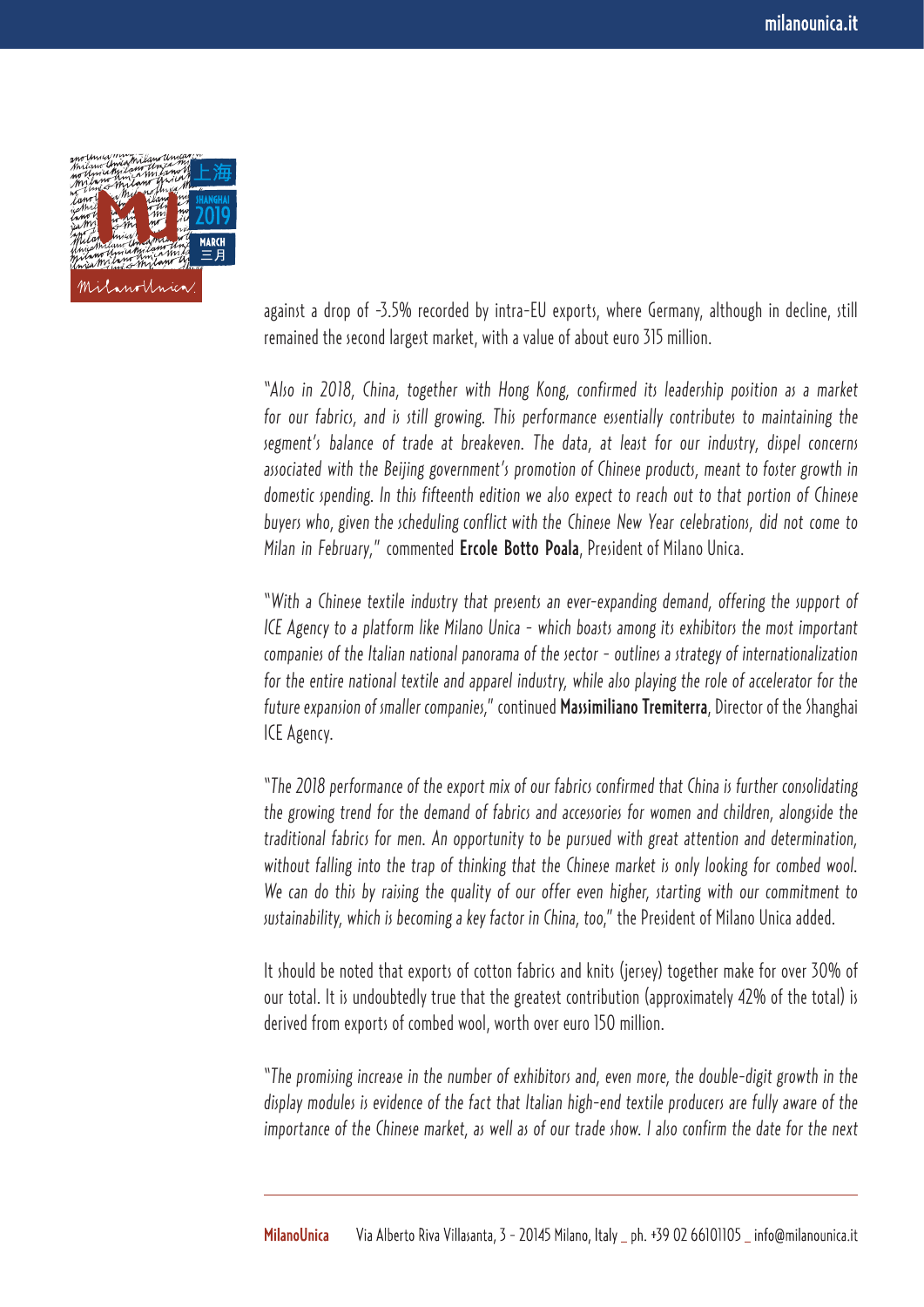against a drop of -3.5% recorded by intra-EU exports, where Germany, although in decline, still remained the second largest market, with a value of about euro 315 million.

*"Also in 2018, China, together with Hong Kong, confirmed its leadership position as a market for our fabrics, and is still growing. This performance essentially contributes to maintaining the segment's balance of trade at breakeven. The data, at least for our industry, dispel concerns associated with the Beijing government's promotion of Chinese products, meant to foster growth in domestic spending. In this fifteenth edition we also expect to reach out to that portion of Chinese buyers who, given the scheduling conflict with the Chinese New Year celebrations, did not come to Milan in February,"* commented **Ercole Botto Poala**, President of Milano Unica.

*"With a Chinese textile industry that presents an ever-expanding demand, offering the support of ICE Agency to a platform like Milano Unica - which boasts among its exhibitors the most important companies of the Italian national panorama of the sector - outlines a strategy of internationalization for the entire national textile and apparel industry, while also playing the role of accelerator for the future expansion of smaller companies,"* continued **Massimiliano Tremiterra**, Director of the Shanghai ICE Agency.

*"The 2018 performance of the export mix of our fabrics confirmed that China is further consolidating the growing trend for the demand of fabrics and accessories for women and children, alongside the traditional fabrics for men. An opportunity to be pursued with great attention and determination, without falling into the trap of thinking that the Chinese market is only looking for combed wool. We can do this by raising the quality of our offer even higher, starting with our commitment to sustainability, which is becoming a key factor in China, too,"* the President of Milano Unica added.

It should be noted that exports of cotton fabrics and knits (jersey) together make for over 30% of our total. It is undoubtedly true that the greatest contribution (approximately 42% of the total) is derived from exports of combed wool, worth over euro 150 million.

*"The promising increase in the number of exhibitors and, even more, the double-digit growth in the display modules is evidence of the fact that Italian high-end textile producers are fully aware of the importance of the Chinese market, as well as of our trade show. I also confirm the date for the next*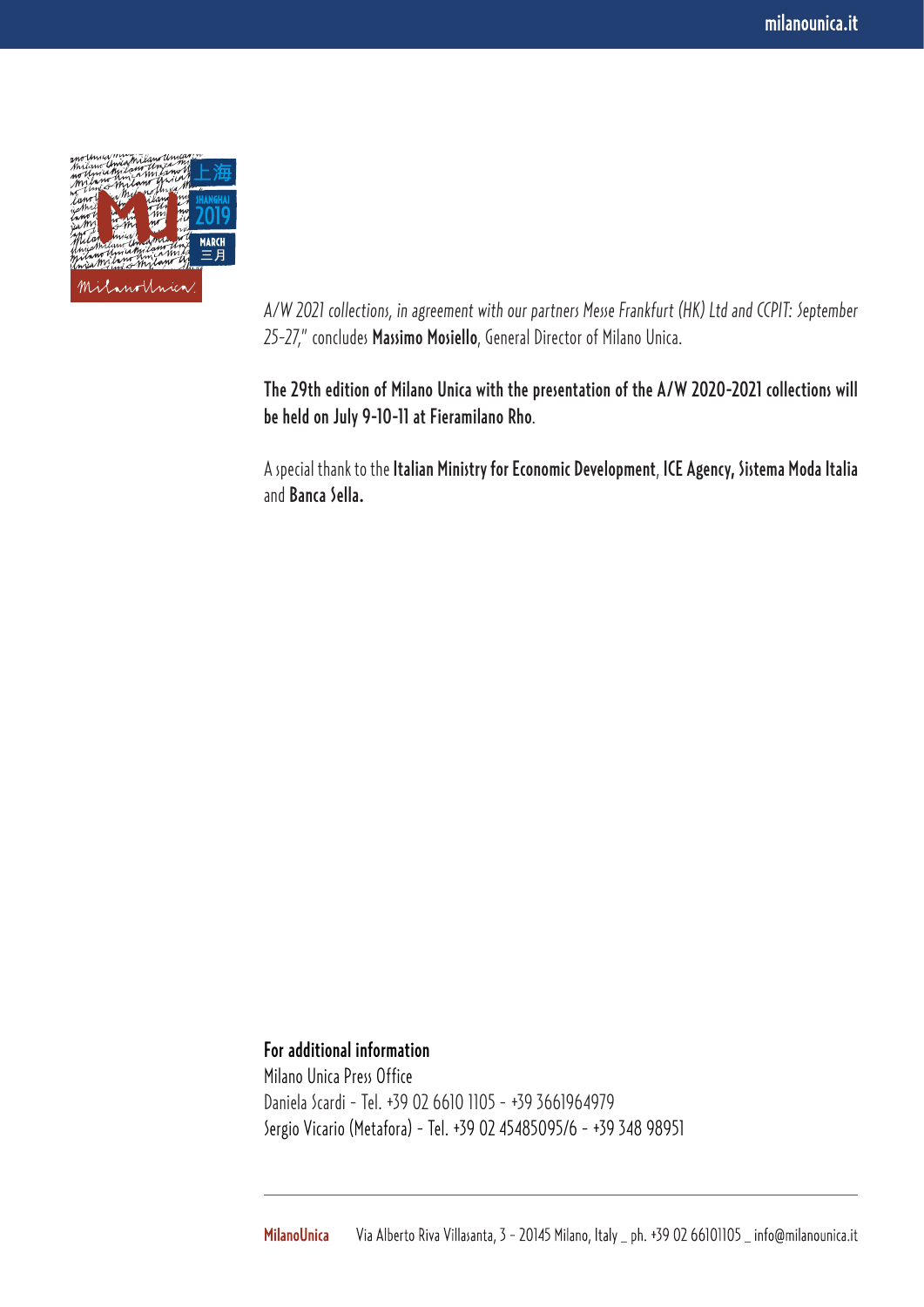*A/W 2021 collections, in agreement with our partners Messe Frankfurt (HK) Ltd and CCPIT: September 25-27,"* concludes **Massimo Mosiello**, General Director of Milano Unica.

**The 29th edition of Milano Unica with the presentation of the A/W 2020-2021 collections will be held on July 9-10-11 at Fieramilano Rho**.

A special thank to the **Italian Ministry for Economic Development**, **ICE Agency, Sistema Moda Italia** and **Banca Sella.**

**For additional information**
Milano Unica Press Office
Daniela Scardi - Tel. +39 02 6610 1105 - +39 3661964979
Sergio Vicario (Metafora) - Tel. +39 02 45485095/6 - +39 348 98951